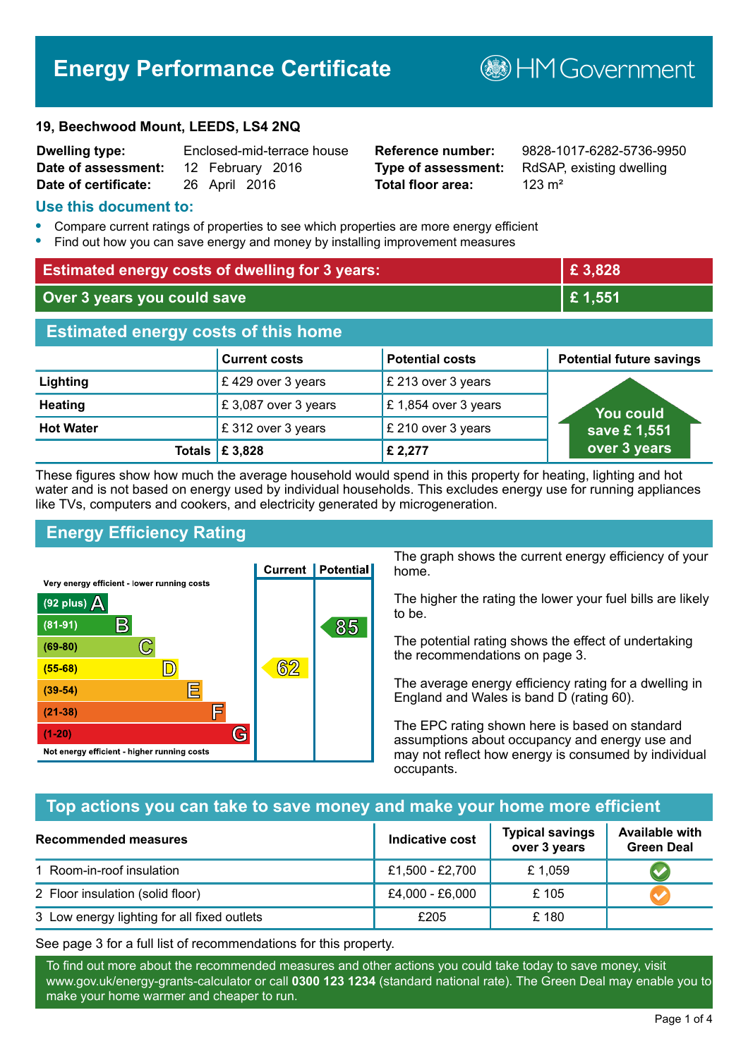# Energy Performance Certificate

HM Government

**19, Beechwood Mount, LEEDS, LS4 2NQ**

| | | | |
|---|---|---|---|
| **Dwelling type:** | Enclosed-mid-terrace house | **Reference number:** | 9828-1017-6282-5736-9950 |
| **Date of assessment:** | 12 February 2016 | **Type of assessment:** | RdSAP, existing dwelling |
| **Date of certificate:** | 26 April 2016 | **Total floor area:** | 123 m² |

## Use this document to:

- Compare current ratings of properties to see which properties are more energy efficient
- Find out how you can save energy and money by installing improvement measures

| | |
|---|---|
| **Estimated energy costs of dwelling for 3 years:** | **£ 3,828** |
| **Over 3 years you could save** | **£ 1,551** |

## Estimated energy costs of this home

| | Current costs | Potential costs | Potential future savings |
|---|---|---|---|
| **Lighting** | £ 429 over 3 years | £ 213 over 3 years | You could save £ 1,551 over 3 years |
| **Heating** | £ 3,087 over 3 years | £ 1,854 over 3 years | |
| **Hot Water** | £ 312 over 3 years | £ 210 over 3 years | |
| **Totals** | **£ 3,828** | **£ 2,277** | |

These figures show how much the average household would spend in this property for heating, lighting and hot water and is not based on energy used by individual households. This excludes energy use for running appliances like TVs, computers and cookers, and electricity generated by microgeneration.

## Energy Efficiency Rating

| Rating band | Current | Potential |
|---|---|---|
| Very energy efficient - lower running costs | | |
| (92 plus) A | | |
| (81-91) B | | 85 |
| (69-80) C | | |
| (55-68) D | 62 | |
| (39-54) E | | |
| (21-38) F | | |
| (1-20) G | | |
| Not energy efficient - higher running costs | | |

The graph shows the current energy efficiency of your home.

The higher the rating the lower your fuel bills are likely to be.

The potential rating shows the effect of undertaking the recommendations on page 3.

The average energy efficiency rating for a dwelling in England and Wales is band D (rating 60).

The EPC rating shown here is based on standard assumptions about occupancy and energy use and may not reflect how energy is consumed by individual occupants.

## Top actions you can take to save money and make your home more efficient

| Recommended measures | Indicative cost | Typical savings over 3 years | Available with Green Deal |
|---|---|---|---|
| 1 Room-in-roof insulation | £1,500 - £2,700 | £ 1,059 | ✓ |
| 2 Floor insulation (solid floor) | £4,000 - £6,000 | £ 105 | ✓ |
| 3 Low energy lighting for all fixed outlets | £205 | £ 180 | |

See page 3 for a full list of recommendations for this property.

To find out more about the recommended measures and other actions you could take today to save money, visit www.gov.uk/energy-grants-calculator or call **0300 123 1234** (standard national rate). The Green Deal may enable you to make your home warmer and cheaper to run.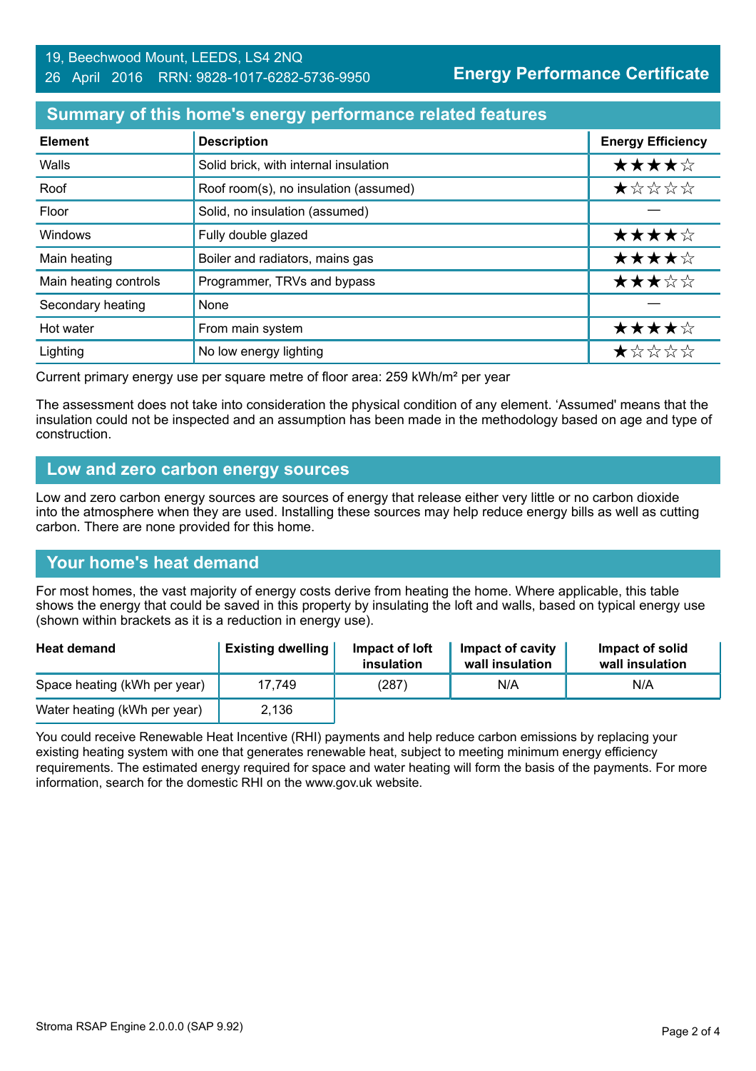19, Beechwood Mount, LEEDS, LS4 2NQ
26 April 2016 RRN: 9828-1017-6282-5736-9950

**Energy Performance Certificate**

## Summary of this home's energy performance related features

| Element | Description | Energy Efficiency |
|---|---|---|
| Walls | Solid brick, with internal insulation | ★★★★☆ |
| Roof | Roof room(s), no insulation (assumed) | ★☆☆☆☆ |
| Floor | Solid, no insulation (assumed) | — |
| Windows | Fully double glazed | ★★★★☆ |
| Main heating | Boiler and radiators, mains gas | ★★★★☆ |
| Main heating controls | Programmer, TRVs and bypass | ★★★☆☆ |
| Secondary heating | None | — |
| Hot water | From main system | ★★★★☆ |
| Lighting | No low energy lighting | ★☆☆☆☆ |

Current primary energy use per square metre of floor area: 259 kWh/m² per year

The assessment does not take into consideration the physical condition of any element. 'Assumed' means that the insulation could not be inspected and an assumption has been made in the methodology based on age and type of construction.

## Low and zero carbon energy sources

Low and zero carbon energy sources are sources of energy that release either very little or no carbon dioxide into the atmosphere when they are used. Installing these sources may help reduce energy bills as well as cutting carbon. There are none provided for this home.

## Your home's heat demand

For most homes, the vast majority of energy costs derive from heating the home. Where applicable, this table shows the energy that could be saved in this property by insulating the loft and walls, based on typical energy use (shown within brackets as it is a reduction in energy use).

| Heat demand | Existing dwelling | Impact of loft insulation | Impact of cavity wall insulation | Impact of solid wall insulation |
|---|---|---|---|---|
| Space heating (kWh per year) | 17,749 | (287) | N/A | N/A |
| Water heating (kWh per year) | 2,136 | | | |

You could receive Renewable Heat Incentive (RHI) payments and help reduce carbon emissions by replacing your existing heating system with one that generates renewable heat, subject to meeting minimum energy efficiency requirements. The estimated energy required for space and water heating will form the basis of the payments. For more information, search for the domestic RHI on the www.gov.uk website.

Stroma RSAP Engine 2.0.0.0 (SAP 9.92)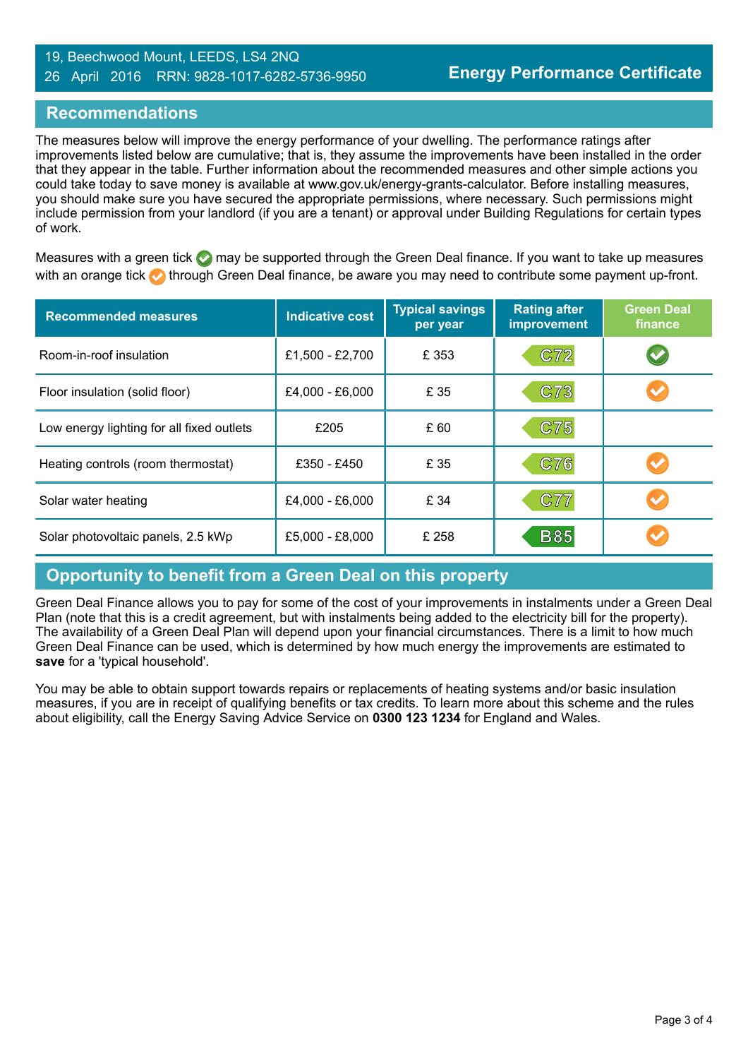19, Beechwood Mount, LEEDS, LS4 2NQ
26 April 2016 RRN: 9828-1017-6282-5736-9950

**Energy Performance Certificate**

## Recommendations

The measures below will improve the energy performance of your dwelling. The performance ratings after improvements listed below are cumulative; that is, they assume the improvements have been installed in the order that they appear in the table. Further information about the recommended measures and other simple actions you could take today to save money is available at www.gov.uk/energy-grants-calculator. Before installing measures, you should make sure you have secured the appropriate permissions, where necessary. Such permissions might include permission from your landlord (if you are a tenant) or approval under Building Regulations for certain types of work.

Measures with a green tick ✓ may be supported through the Green Deal finance. If you want to take up measures with an orange tick ✓ through Green Deal finance, be aware you may need to contribute some payment up-front.

| Recommended measures | Indicative cost | Typical savings per year | Rating after improvement | Green Deal finance |
|---|---|---|---|---|
| Room-in-roof insulation | £1,500 - £2,700 | £ 353 | C72 | ✓ (green) |
| Floor insulation (solid floor) | £4,000 - £6,000 | £ 35 | C73 | ✓ (orange) |
| Low energy lighting for all fixed outlets | £205 | £ 60 | C75 | |
| Heating controls (room thermostat) | £350 - £450 | £ 35 | C76 | ✓ (orange) |
| Solar water heating | £4,000 - £6,000 | £ 34 | C77 | ✓ (orange) |
| Solar photovoltaic panels, 2.5 kWp | £5,000 - £8,000 | £ 258 | B85 | ✓ (orange) |

## Opportunity to benefit from a Green Deal on this property

Green Deal Finance allows you to pay for some of the cost of your improvements in instalments under a Green Deal Plan (note that this is a credit agreement, but with instalments being added to the electricity bill for the property). The availability of a Green Deal Plan will depend upon your financial circumstances. There is a limit to how much Green Deal Finance can be used, which is determined by how much energy the improvements are estimated to **save** for a 'typical household'.

You may be able to obtain support towards repairs or replacements of heating systems and/or basic insulation measures, if you are in receipt of qualifying benefits or tax credits. To learn more about this scheme and the rules about eligibility, call the Energy Saving Advice Service on **0300 123 1234** for England and Wales.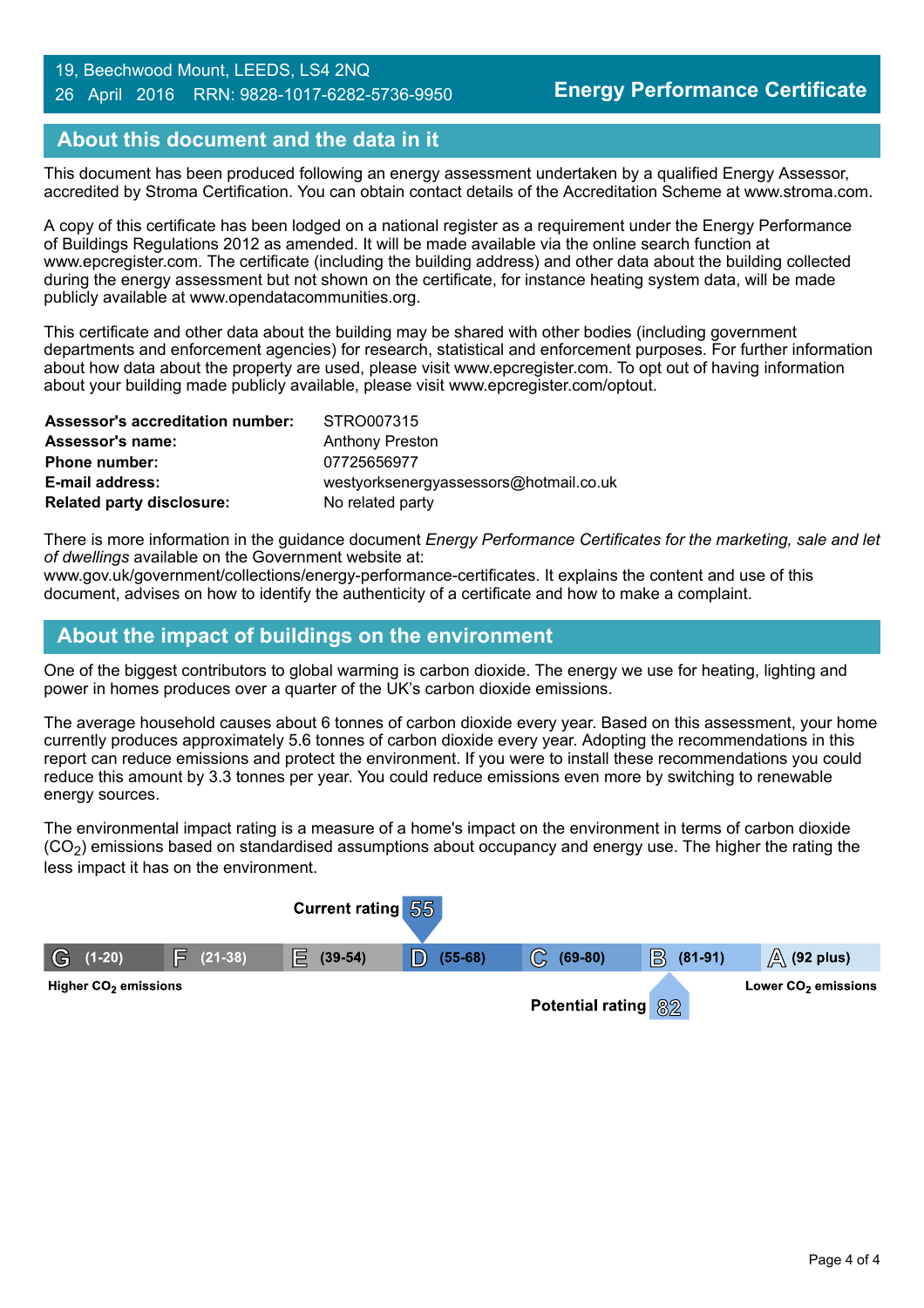19, Beechwood Mount, LEEDS, LS4 2NQ
26 April 2016 RRN: 9828-1017-6282-5736-9950

**Energy Performance Certificate**

## About this document and the data in it

This document has been produced following an energy assessment undertaken by a qualified Energy Assessor, accredited by Stroma Certification. You can obtain contact details of the Accreditation Scheme at www.stroma.com.

A copy of this certificate has been lodged on a national register as a requirement under the Energy Performance of Buildings Regulations 2012 as amended. It will be made available via the online search function at www.epcregister.com. The certificate (including the building address) and other data about the building collected during the energy assessment but not shown on the certificate, for instance heating system data, will be made publicly available at www.opendatacommunities.org.

This certificate and other data about the building may be shared with other bodies (including government departments and enforcement agencies) for research, statistical and enforcement purposes. For further information about how data about the property are used, please visit www.epcregister.com. To opt out of having information about your building made publicly available, please visit www.epcregister.com/optout.

| | |
|---|---|
| **Assessor's accreditation number:** | STRO007315 |
| **Assessor's name:** | Anthony Preston |
| **Phone number:** | 07725656977 |
| **E-mail address:** | westyorksenergyassessors@hotmail.co.uk |
| **Related party disclosure:** | No related party |

There is more information in the guidance document *Energy Performance Certificates for the marketing, sale and let of dwellings* available on the Government website at: www.gov.uk/government/collections/energy-performance-certificates. It explains the content and use of this document, advises on how to identify the authenticity of a certificate and how to make a complaint.

## About the impact of buildings on the environment

One of the biggest contributors to global warming is carbon dioxide. The energy we use for heating, lighting and power in homes produces over a quarter of the UK's carbon dioxide emissions.

The average household causes about 6 tonnes of carbon dioxide every year. Based on this assessment, your home currently produces approximately 5.6 tonnes of carbon dioxide every year. Adopting the recommendations in this report can reduce emissions and protect the environment. If you were to install these recommendations you could reduce this amount by 3.3 tonnes per year. You could reduce emissions even more by switching to renewable energy sources.

The environmental impact rating is a measure of a home's impact on the environment in terms of carbon dioxide ($CO_2$) emissions based on standardised assumptions about occupancy and energy use. The higher the rating the less impact it has on the environment.

Current rating 55

G (1-20)
F (21-38)
E (39-54)
D (55-68)
C (69-80)
B (81-91)
A (92 plus)

Higher $CO_2$ emissions
Lower $CO_2$ emissions

Potential rating 82